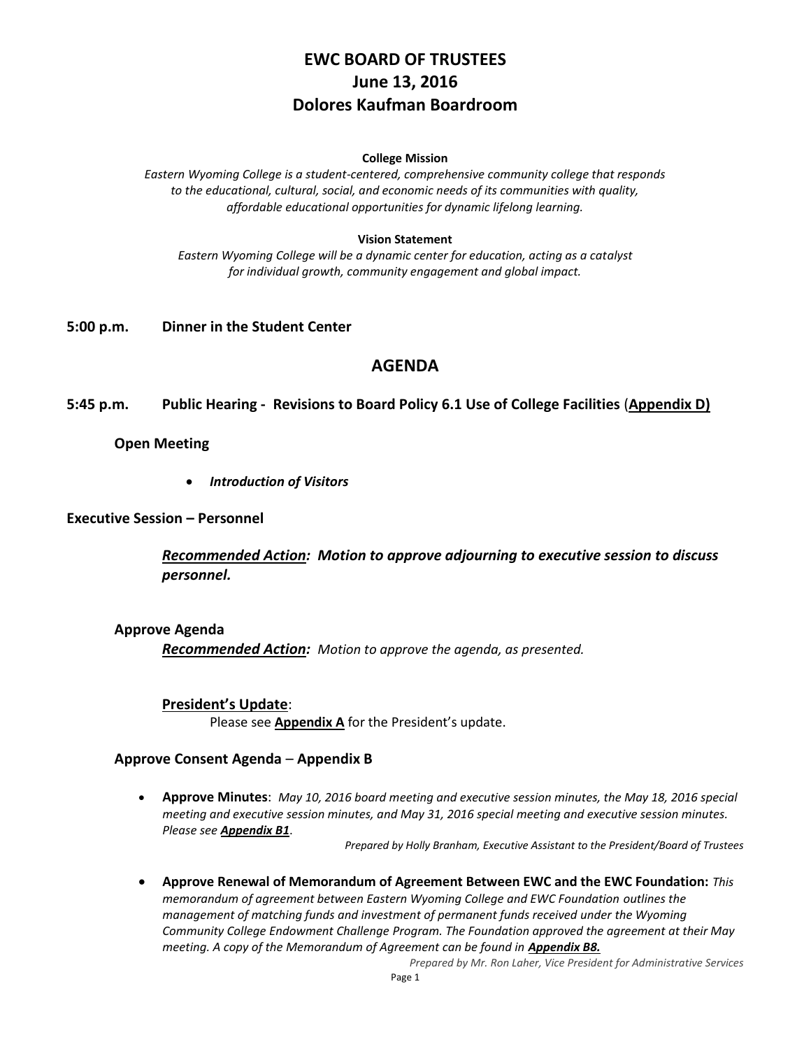# EWC BOARD OF TRUSTEES
# June 13, 2016
# Dolores Kaufman Boardroom

**College Mission**

*Eastern Wyoming College is a student-centered, comprehensive community college that responds to the educational, cultural, social, and economic needs of its communities with quality, affordable educational opportunities for dynamic lifelong learning.*

**Vision Statement**

*Eastern Wyoming College will be a dynamic center for education, acting as a catalyst for individual growth, community engagement and global impact.*

**5:00 p.m. Dinner in the Student Center**

## AGENDA

**5:45 p.m. Public Hearing - Revisions to Board Policy 6.1 Use of College Facilities (<u>Appendix D</u>)**

**Open Meeting**

- ***Introduction of Visitors***

**Executive Session – Personnel**

***<u>Recommended Action</u>: Motion to approve adjourning to executive session to discuss personnel.***

**Approve Agenda**

***<u>Recommended Action</u>:*** *Motion to approve the agenda, as presented.*

**<u>President's Update</u>**:

Please see **<u>Appendix A</u>** for the President's update.

**Approve Consent Agenda – Appendix B**

- **Approve Minutes**: *May 10, 2016 board meeting and executive session minutes, the May 18, 2016 special meeting and executive session minutes, and May 31, 2016 special meeting and executive session minutes. Please see **<u>Appendix B1</u>**.*

  *Prepared by Holly Branham, Executive Assistant to the President/Board of Trustees*

- **Approve Renewal of Memorandum of Agreement Between EWC and the EWC Foundation:** *This memorandum of agreement between Eastern Wyoming College and EWC Foundation outlines the management of matching funds and investment of permanent funds received under the Wyoming Community College Endowment Challenge Program. The Foundation approved the agreement at their May meeting. A copy of the Memorandum of Agreement can be found in **<u>Appendix B8.</u>***

  *Prepared by Mr. Ron Laher, Vice President for Administrative Services*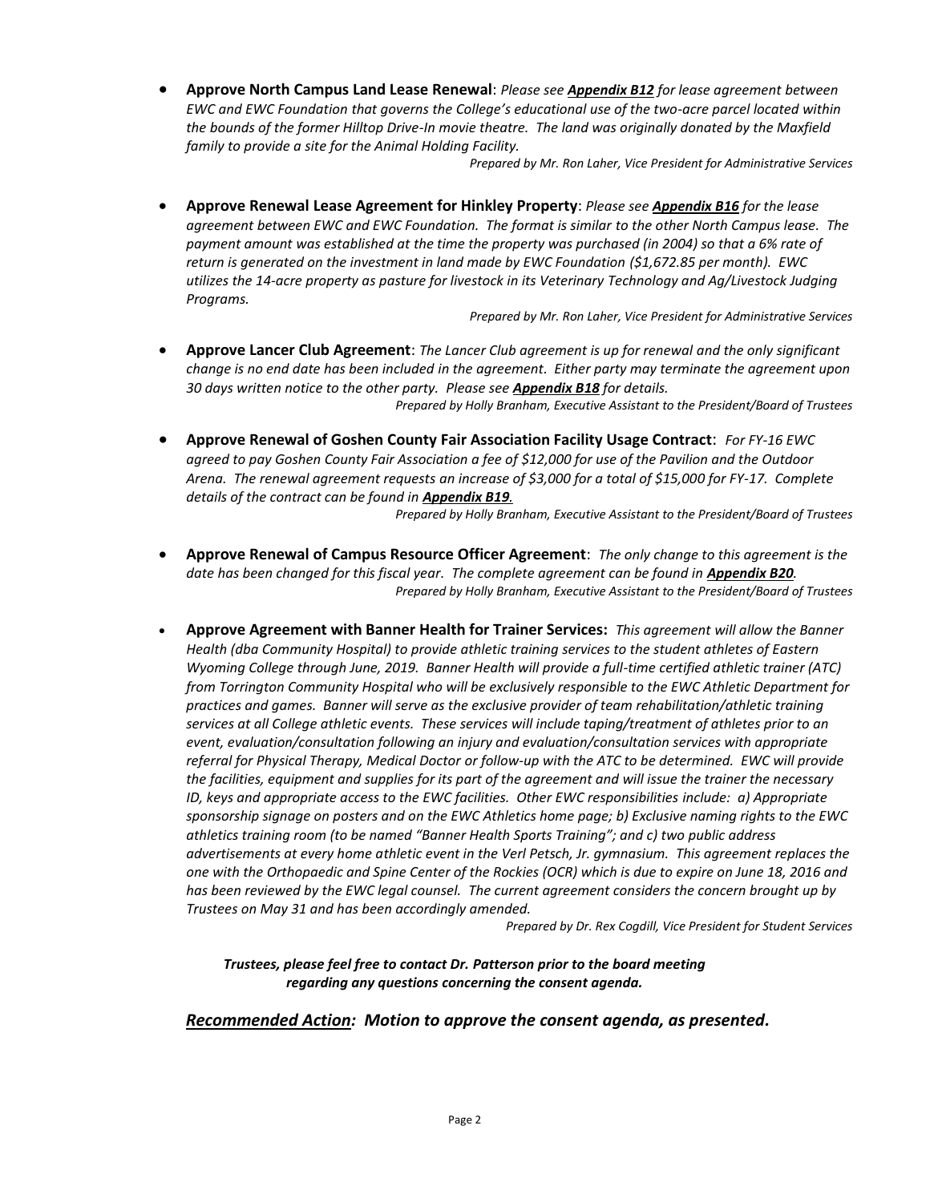- **Approve North Campus Land Lease Renewal**: *Please see **Appendix B12** for lease agreement between EWC and EWC Foundation that governs the College's educational use of the two-acre parcel located within the bounds of the former Hilltop Drive-In movie theatre. The land was originally donated by the Maxfield family to provide a site for the Animal Holding Facility.*

  *Prepared by Mr. Ron Laher, Vice President for Administrative Services*

- **Approve Renewal Lease Agreement for Hinkley Property**: *Please see **Appendix B16** for the lease agreement between EWC and EWC Foundation. The format is similar to the other North Campus lease. The payment amount was established at the time the property was purchased (in 2004) so that a 6% rate of return is generated on the investment in land made by EWC Foundation ($1,672.85 per month). EWC utilizes the 14-acre property as pasture for livestock in its Veterinary Technology and Ag/Livestock Judging Programs.*

  *Prepared by Mr. Ron Laher, Vice President for Administrative Services*

- **Approve Lancer Club Agreement**: *The Lancer Club agreement is up for renewal and the only significant change is no end date has been included in the agreement. Either party may terminate the agreement upon 30 days written notice to the other party. Please see **Appendix B18** for details.*

  *Prepared by Holly Branham, Executive Assistant to the President/Board of Trustees*

- **Approve Renewal of Goshen County Fair Association Facility Usage Contract**: *For FY-16 EWC agreed to pay Goshen County Fair Association a fee of $12,000 for use of the Pavilion and the Outdoor Arena. The renewal agreement requests an increase of $3,000 for a total of $15,000 for FY-17. Complete details of the contract can be found in **Appendix B19**.*

  *Prepared by Holly Branham, Executive Assistant to the President/Board of Trustees*

- **Approve Renewal of Campus Resource Officer Agreement**: *The only change to this agreement is the date has been changed for this fiscal year. The complete agreement can be found in **Appendix B20**.*

  *Prepared by Holly Branham, Executive Assistant to the President/Board of Trustees*

- **Approve Agreement with Banner Health for Trainer Services:** *This agreement will allow the Banner Health (dba Community Hospital) to provide athletic training services to the student athletes of Eastern Wyoming College through June, 2019. Banner Health will provide a full-time certified athletic trainer (ATC) from Torrington Community Hospital who will be exclusively responsible to the EWC Athletic Department for practices and games. Banner will serve as the exclusive provider of team rehabilitation/athletic training services at all College athletic events. These services will include taping/treatment of athletes prior to an event, evaluation/consultation following an injury and evaluation/consultation services with appropriate referral for Physical Therapy, Medical Doctor or follow-up with the ATC to be determined. EWC will provide the facilities, equipment and supplies for its part of the agreement and will issue the trainer the necessary ID, keys and appropriate access to the EWC facilities. Other EWC responsibilities include: a) Appropriate sponsorship signage on posters and on the EWC Athletics home page; b) Exclusive naming rights to the EWC athletics training room (to be named "Banner Health Sports Training"; and c) two public address advertisements at every home athletic event in the Verl Petsch, Jr. gymnasium. This agreement replaces the one with the Orthopaedic and Spine Center of the Rockies (OCR) which is due to expire on June 18, 2016 and has been reviewed by the EWC legal counsel. The current agreement considers the concern brought up by Trustees on May 31 and has been accordingly amended.*

  *Prepared by Dr. Rex Cogdill, Vice President for Student Services*

***Trustees, please feel free to contact Dr. Patterson prior to the board meeting regarding any questions concerning the consent agenda.***

***Recommended Action**: Motion to approve the consent agenda, as presented.*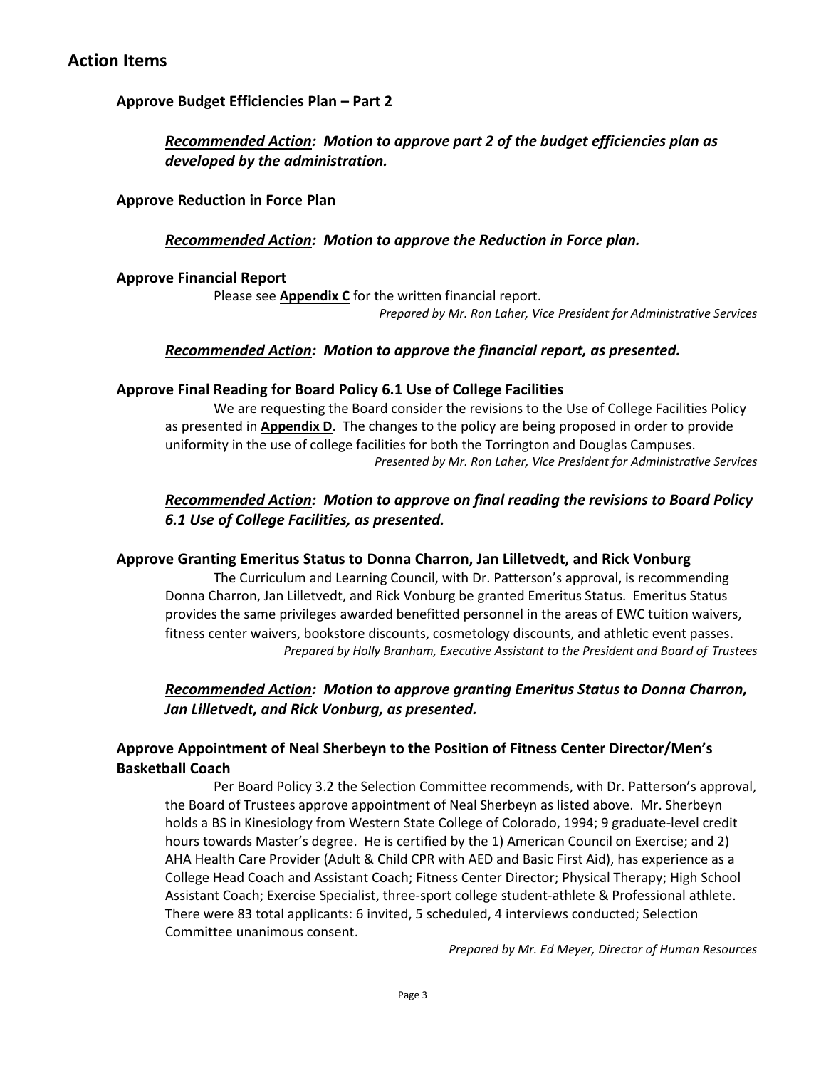## Action Items

### Approve Budget Efficiencies Plan – Part 2

***Recommended Action:* Motion to approve part 2 of the budget efficiencies plan as developed by the administration.**

### Approve Reduction in Force Plan

***Recommended Action:* Motion to approve the Reduction in Force plan.**

### Approve Financial Report

Please see **Appendix C** for the written financial report.

*Prepared by Mr. Ron Laher, Vice President for Administrative Services*

***Recommended Action:* Motion to approve the financial report, as presented.**

### Approve Final Reading for Board Policy 6.1 Use of College Facilities

We are requesting the Board consider the revisions to the Use of College Facilities Policy as presented in **Appendix D**. The changes to the policy are being proposed in order to provide uniformity in the use of college facilities for both the Torrington and Douglas Campuses.

*Presented by Mr. Ron Laher, Vice President for Administrative Services*

***Recommended Action:* Motion to approve on final reading the revisions to Board Policy 6.1 Use of College Facilities, as presented.**

### Approve Granting Emeritus Status to Donna Charron, Jan Lilletvedt, and Rick Vonburg

The Curriculum and Learning Council, with Dr. Patterson's approval, is recommending Donna Charron, Jan Lilletvedt, and Rick Vonburg be granted Emeritus Status. Emeritus Status provides the same privileges awarded benefitted personnel in the areas of EWC tuition waivers, fitness center waivers, bookstore discounts, cosmetology discounts, and athletic event passes.

*Prepared by Holly Branham, Executive Assistant to the President and Board of Trustees*

***Recommended Action:* Motion to approve granting Emeritus Status to Donna Charron, Jan Lilletvedt, and Rick Vonburg, as presented.**

### Approve Appointment of Neal Sherbeyn to the Position of Fitness Center Director/Men's Basketball Coach

Per Board Policy 3.2 the Selection Committee recommends, with Dr. Patterson's approval, the Board of Trustees approve appointment of Neal Sherbeyn as listed above. Mr. Sherbeyn holds a BS in Kinesiology from Western State College of Colorado, 1994; 9 graduate-level credit hours towards Master's degree. He is certified by the 1) American Council on Exercise; and 2) AHA Health Care Provider (Adult & Child CPR with AED and Basic First Aid), has experience as a College Head Coach and Assistant Coach; Fitness Center Director; Physical Therapy; High School Assistant Coach; Exercise Specialist, three-sport college student-athlete & Professional athlete. There were 83 total applicants: 6 invited, 5 scheduled, 4 interviews conducted; Selection Committee unanimous consent.

*Prepared by Mr. Ed Meyer, Director of Human Resources*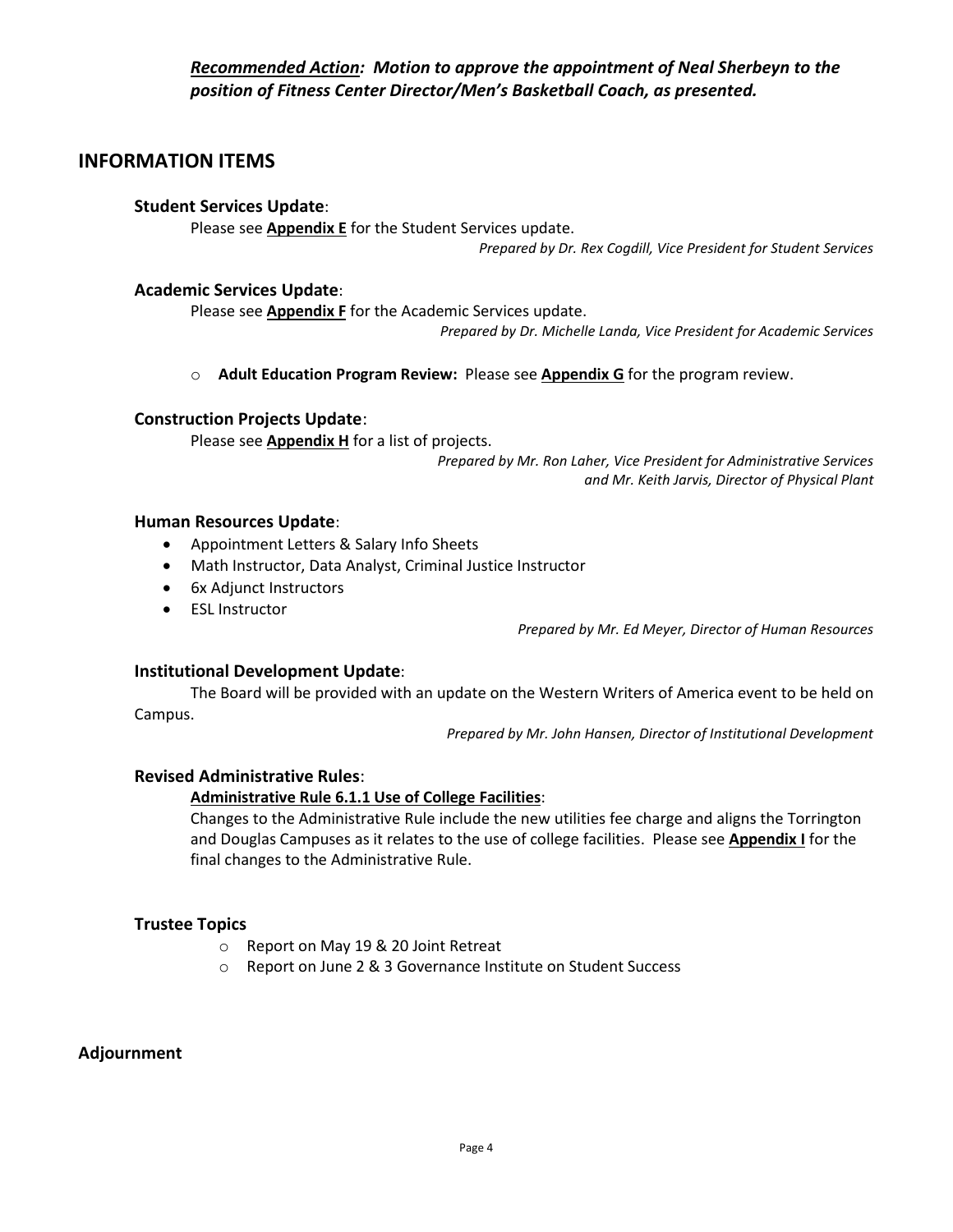***<u>Recommended Action</u>*: *Motion to approve the appointment of Neal Sherbeyn to the position of Fitness Center Director/Men's Basketball Coach, as presented.***

## INFORMATION ITEMS

### Student Services Update:

Please see **<u>Appendix E</u>** for the Student Services update.

*Prepared by Dr. Rex Cogdill, Vice President for Student Services*

### Academic Services Update:

Please see **<u>Appendix F</u>** for the Academic Services update.

*Prepared by Dr. Michelle Landa, Vice President for Academic Services*

- **Adult Education Program Review:** Please see **<u>Appendix G</u>** for the program review.

### Construction Projects Update:

Please see **<u>Appendix H</u>** for a list of projects.

*Prepared by Mr. Ron Laher, Vice President for Administrative Services and Mr. Keith Jarvis, Director of Physical Plant*

### Human Resources Update:

- Appointment Letters & Salary Info Sheets
- Math Instructor, Data Analyst, Criminal Justice Instructor
- 6x Adjunct Instructors
- ESL Instructor

*Prepared by Mr. Ed Meyer, Director of Human Resources*

### Institutional Development Update:

The Board will be provided with an update on the Western Writers of America event to be held on Campus.

*Prepared by Mr. John Hansen, Director of Institutional Development*

### Revised Administrative Rules:

**<u>Administrative Rule 6.1.1 Use of College Facilities</u>**:

Changes to the Administrative Rule include the new utilities fee charge and aligns the Torrington and Douglas Campuses as it relates to the use of college facilities. Please see **<u>Appendix I</u>** for the final changes to the Administrative Rule.

### Trustee Topics

- Report on May 19 & 20 Joint Retreat
- Report on June 2 & 3 Governance Institute on Student Success

## Adjournment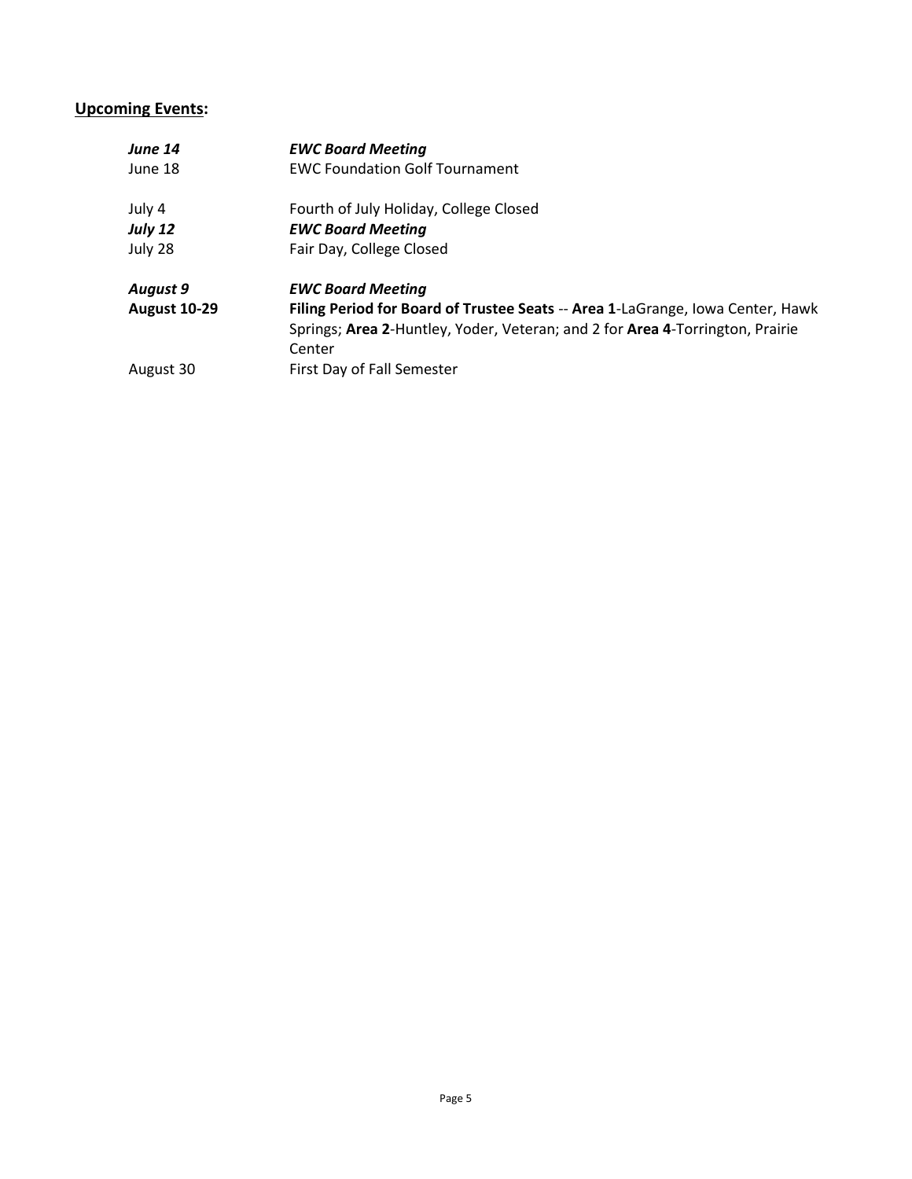**<u>Upcoming Events</u>:**

| | |
|---|---|
| ***June 14*** | ***EWC Board Meeting*** |
| June 18 | EWC Foundation Golf Tournament |
| | |
| July 4 | Fourth of July Holiday, College Closed |
| ***July 12*** | ***EWC Board Meeting*** |
| July 28 | Fair Day, College Closed |
| | |
| ***August 9*** | ***EWC Board Meeting*** |
| **August 10-29** | **Filing Period for Board of Trustee Seats** -- **Area 1**-LaGrange, Iowa Center, Hawk Springs; **Area 2**-Huntley, Yoder, Veteran; and 2 for **Area 4**-Torrington, Prairie Center |
| August 30 | First Day of Fall Semester |